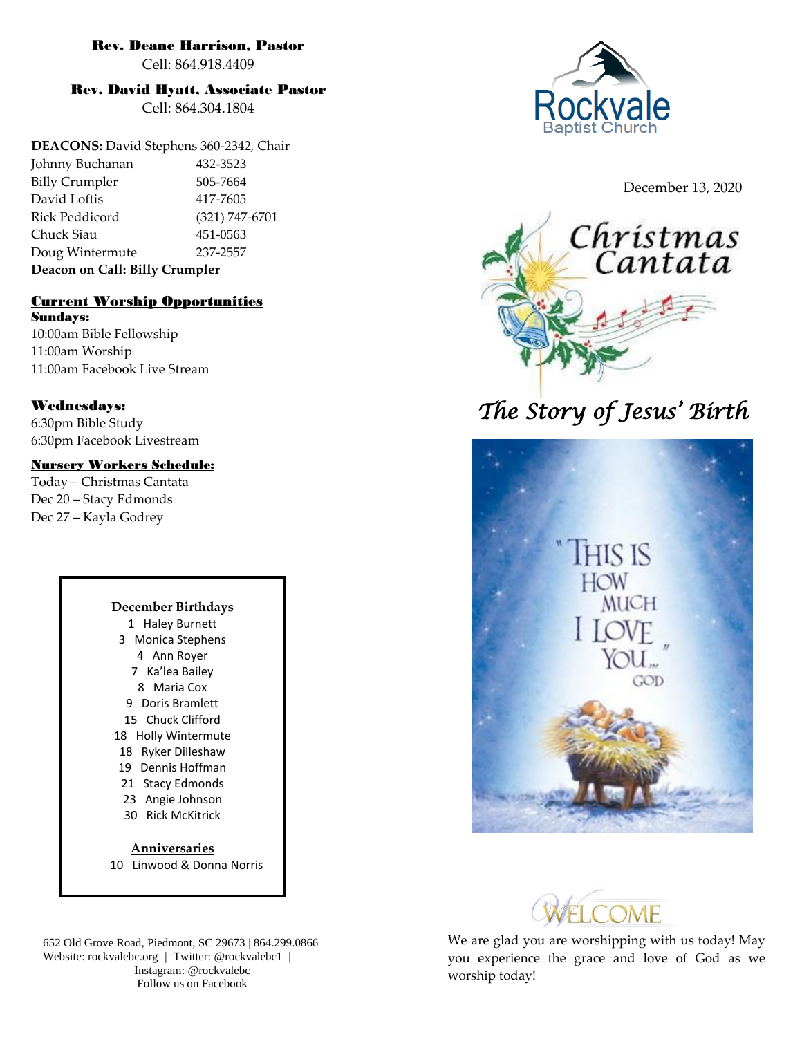**Rev. Deane Harrison, Pastor**
Cell: 864.918.4409

**Rev. David Hyatt, Associate Pastor**
Cell: 864.304.1804

**DEACONS:** David Stephens 360-2342, Chair

| | |
|---|---|
| Johnny Buchanan | 432-3523 |
| Billy Crumpler | 505-7664 |
| David Loftis | 417-7605 |
| Rick Peddicord | (321) 747-6701 |
| Chuck Siau | 451-0563 |
| Doug Wintermute | 237-2557 |

**Deacon on Call: Billy Crumpler**

## Current Worship Opportunities

**Sundays:**
10:00am Bible Fellowship
11:00am Worship
11:00am Facebook Live Stream

**Wednesdays:**
6:30pm Bible Study
6:30pm Facebook Livestream

**Nursery Workers Schedule:**
Today – Christmas Cantata
Dec 20 – Stacy Edmonds
Dec 27 – Kayla Godrey

**December Birthdays**
1 Haley Burnett
3 Monica Stephens
4 Ann Royer
7 Ka'lea Bailey
8 Maria Cox
9 Doris Bramlett
15 Chuck Clifford
18 Holly Wintermute
18 Ryker Dilleshaw
19 Dennis Hoffman
21 Stacy Edmonds
23 Angie Johnson
30 Rick McKitrick

**Anniversaries**
10 Linwood & Donna Norris

652 Old Grove Road, Piedmont, SC 29673 | 864.299.0866
Website: rockvalebc.org | Twitter: @rockvalebc1 |
Instagram: @rockvalebc
Follow us on Facebook

# Rockvale Baptist Church

December 13, 2020

# Christmas Cantata

## *The Story of Jesus' Birth*

"This is how much I love you" God

## WELCOME

We are glad you are worshipping with us today! May you experience the grace and love of God as we worship today!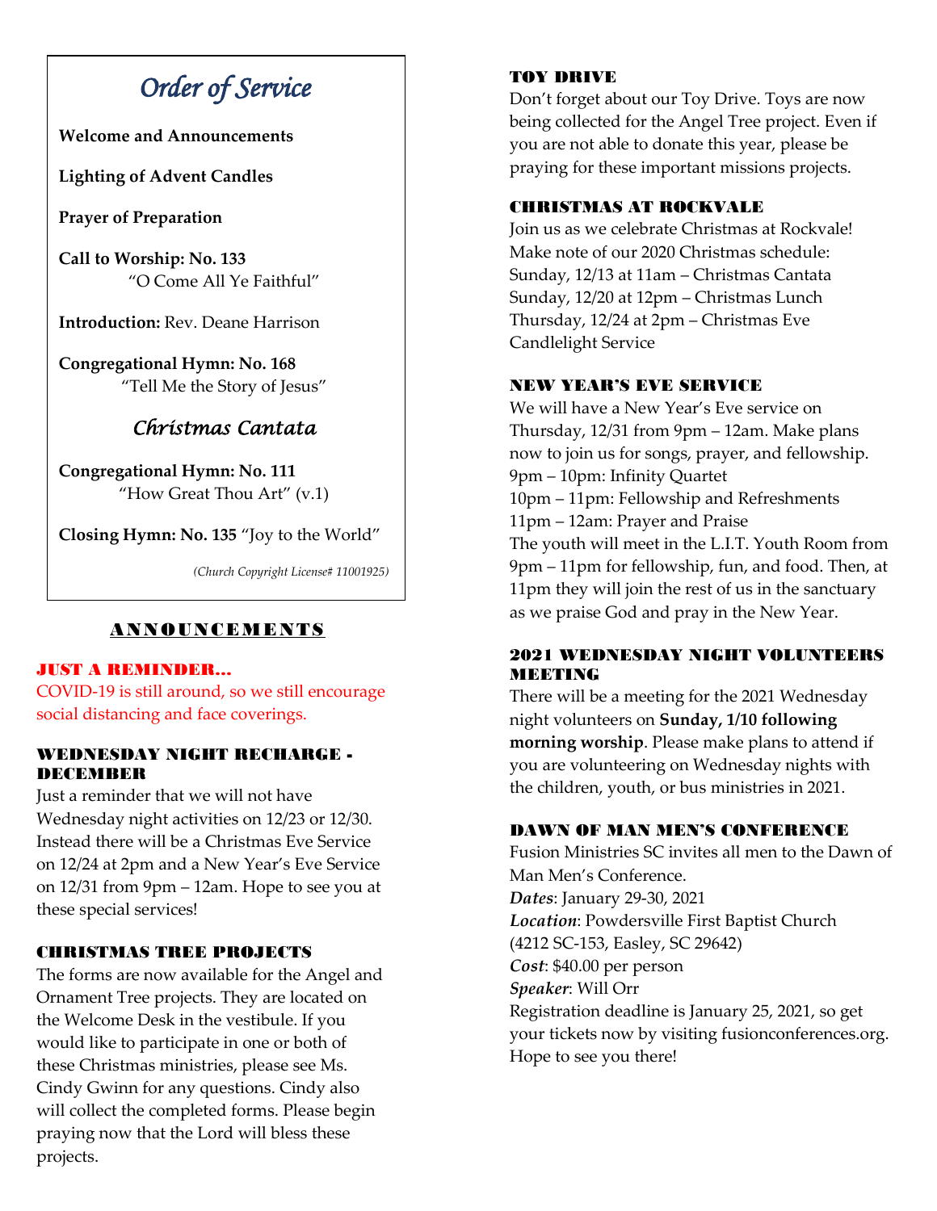# *Order of Service*

**Welcome and Announcements**

**Lighting of Advent Candles**

**Prayer of Preparation**

**Call to Worship: No. 133**
"O Come All Ye Faithful"

**Introduction:** Rev. Deane Harrison

**Congregational Hymn: No. 168**
"Tell Me the Story of Jesus"

## *Christmas Cantata*

**Congregational Hymn: No. 111**
"How Great Thou Art" (v.1)

**Closing Hymn: No. 135** "Joy to the World"

*(Church Copyright License# 11001925)*

## ANNOUNCEMENTS

### JUST A REMINDER…

COVID-19 is still around, so we still encourage social distancing and face coverings.

### WEDNESDAY NIGHT RECHARGE - DECEMBER

Just a reminder that we will not have Wednesday night activities on 12/23 or 12/30. Instead there will be a Christmas Eve Service on 12/24 at 2pm and a New Year's Eve Service on 12/31 from 9pm – 12am. Hope to see you at these special services!

### CHRISTMAS TREE PROJECTS

The forms are now available for the Angel and Ornament Tree projects. They are located on the Welcome Desk in the vestibule. If you would like to participate in one or both of these Christmas ministries, please see Ms. Cindy Gwinn for any questions. Cindy also will collect the completed forms. Please begin praying now that the Lord will bless these projects.

### TOY DRIVE

Don't forget about our Toy Drive. Toys are now being collected for the Angel Tree project. Even if you are not able to donate this year, please be praying for these important missions projects.

### CHRISTMAS AT ROCKVALE

Join us as we celebrate Christmas at Rockvale! Make note of our 2020 Christmas schedule:
Sunday, 12/13 at 11am – Christmas Cantata
Sunday, 12/20 at 12pm – Christmas Lunch
Thursday, 12/24 at 2pm – Christmas Eve Candlelight Service

### NEW YEAR'S EVE SERVICE

We will have a New Year's Eve service on Thursday, 12/31 from 9pm – 12am. Make plans now to join us for songs, prayer, and fellowship.
9pm – 10pm: Infinity Quartet
10pm – 11pm: Fellowship and Refreshments
11pm – 12am: Prayer and Praise
The youth will meet in the L.I.T. Youth Room from 9pm – 11pm for fellowship, fun, and food. Then, at 11pm they will join the rest of us in the sanctuary as we praise God and pray in the New Year.

### 2021 WEDNESDAY NIGHT VOLUNTEERS MEETING

There will be a meeting for the 2021 Wednesday night volunteers on **Sunday, 1/10 following morning worship**. Please make plans to attend if you are volunteering on Wednesday nights with the children, youth, or bus ministries in 2021.

### DAWN OF MAN MEN'S CONFERENCE

Fusion Ministries SC invites all men to the Dawn of Man Men's Conference.
***Dates***: January 29-30, 2021
***Location***: Powdersville First Baptist Church (4212 SC-153, Easley, SC 29642)
***Cost***: $40.00 per person
***Speaker***: Will Orr
Registration deadline is January 25, 2021, so get your tickets now by visiting fusionconferences.org. Hope to see you there!